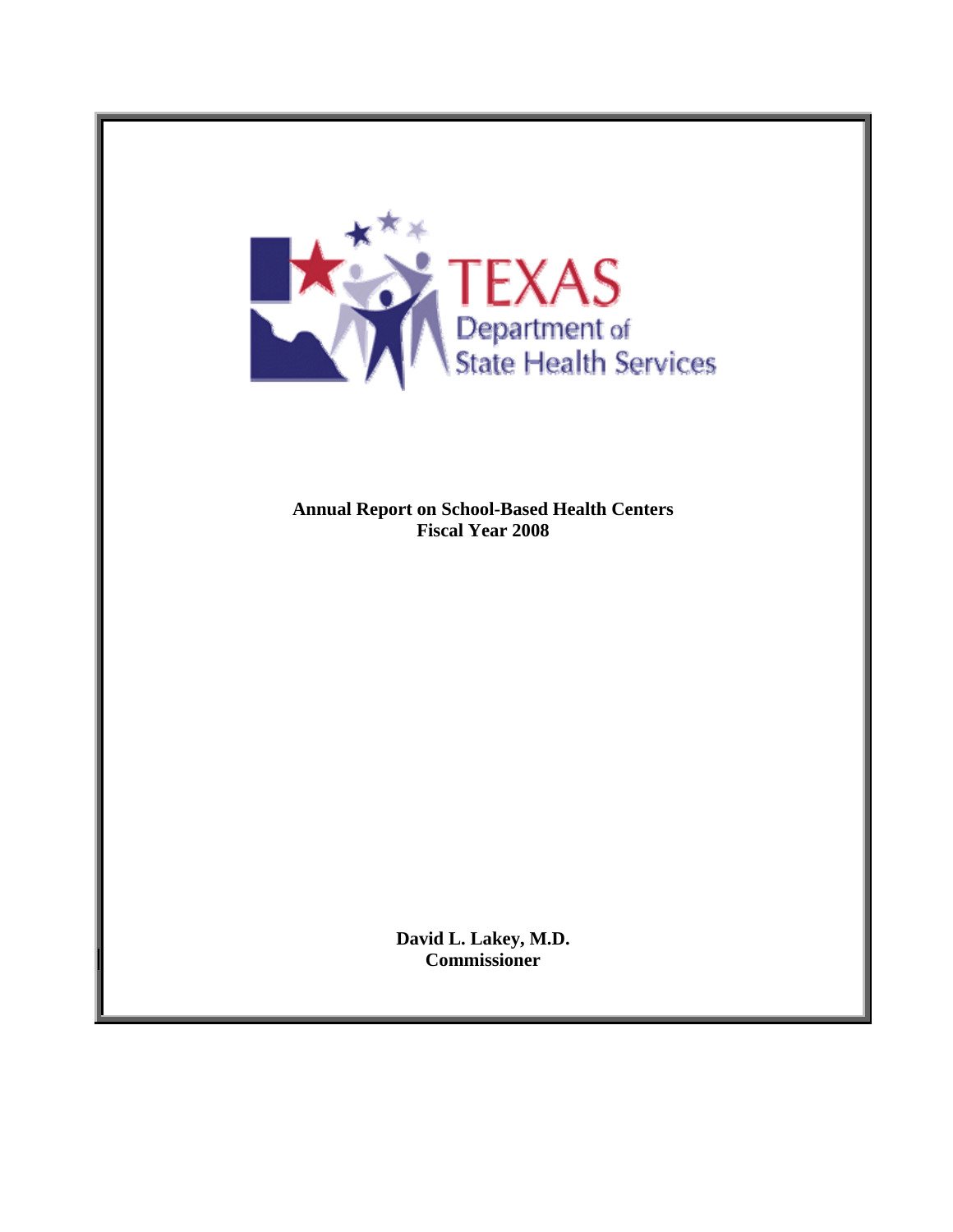TEXAS
Department of
State Health Services

**Annual Report on School-Based Health Centers**
**Fiscal Year 2008**

**David L. Lakey, M.D.**
**Commissioner**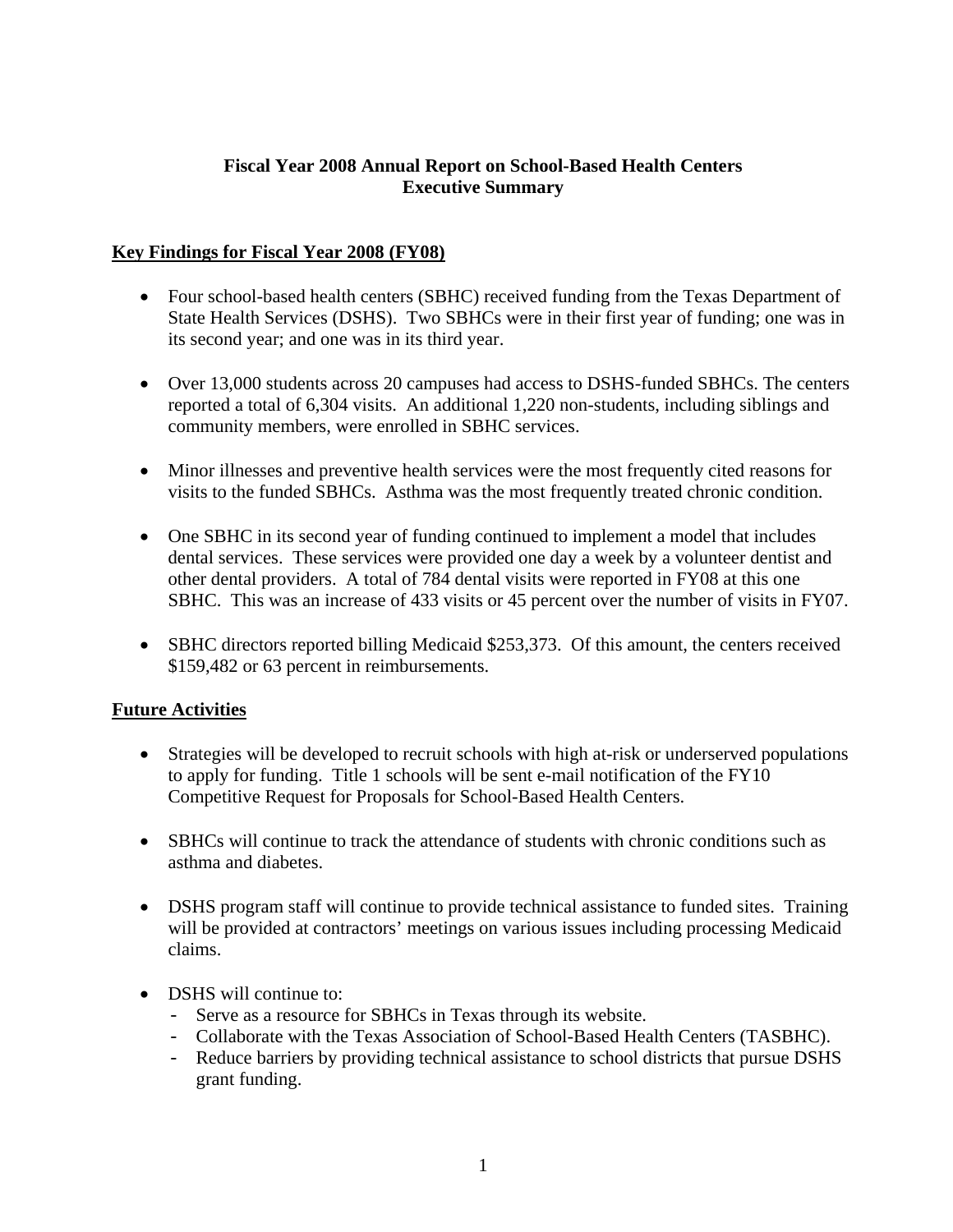# Fiscal Year 2008 Annual Report on School-Based Health Centers
# Executive Summary

## Key Findings for Fiscal Year 2008 (FY08)

- Four school-based health centers (SBHC) received funding from the Texas Department of State Health Services (DSHS). Two SBHCs were in their first year of funding; one was in its second year; and one was in its third year.
- Over 13,000 students across 20 campuses had access to DSHS-funded SBHCs. The centers reported a total of 6,304 visits. An additional 1,220 non-students, including siblings and community members, were enrolled in SBHC services.
- Minor illnesses and preventive health services were the most frequently cited reasons for visits to the funded SBHCs. Asthma was the most frequently treated chronic condition.
- One SBHC in its second year of funding continued to implement a model that includes dental services. These services were provided one day a week by a volunteer dentist and other dental providers. A total of 784 dental visits were reported in FY08 at this one SBHC. This was an increase of 433 visits or 45 percent over the number of visits in FY07.
- SBHC directors reported billing Medicaid $253,373. Of this amount, the centers received $159,482 or 63 percent in reimbursements.

## Future Activities

- Strategies will be developed to recruit schools with high at-risk or underserved populations to apply for funding. Title 1 schools will be sent e-mail notification of the FY10 Competitive Request for Proposals for School-Based Health Centers.
- SBHCs will continue to track the attendance of students with chronic conditions such as asthma and diabetes.
- DSHS program staff will continue to provide technical assistance to funded sites. Training will be provided at contractors' meetings on various issues including processing Medicaid claims.
- DSHS will continue to:
  - Serve as a resource for SBHCs in Texas through its website.
  - Collaborate with the Texas Association of School-Based Health Centers (TASBHC).
  - Reduce barriers by providing technical assistance to school districts that pursue DSHS grant funding.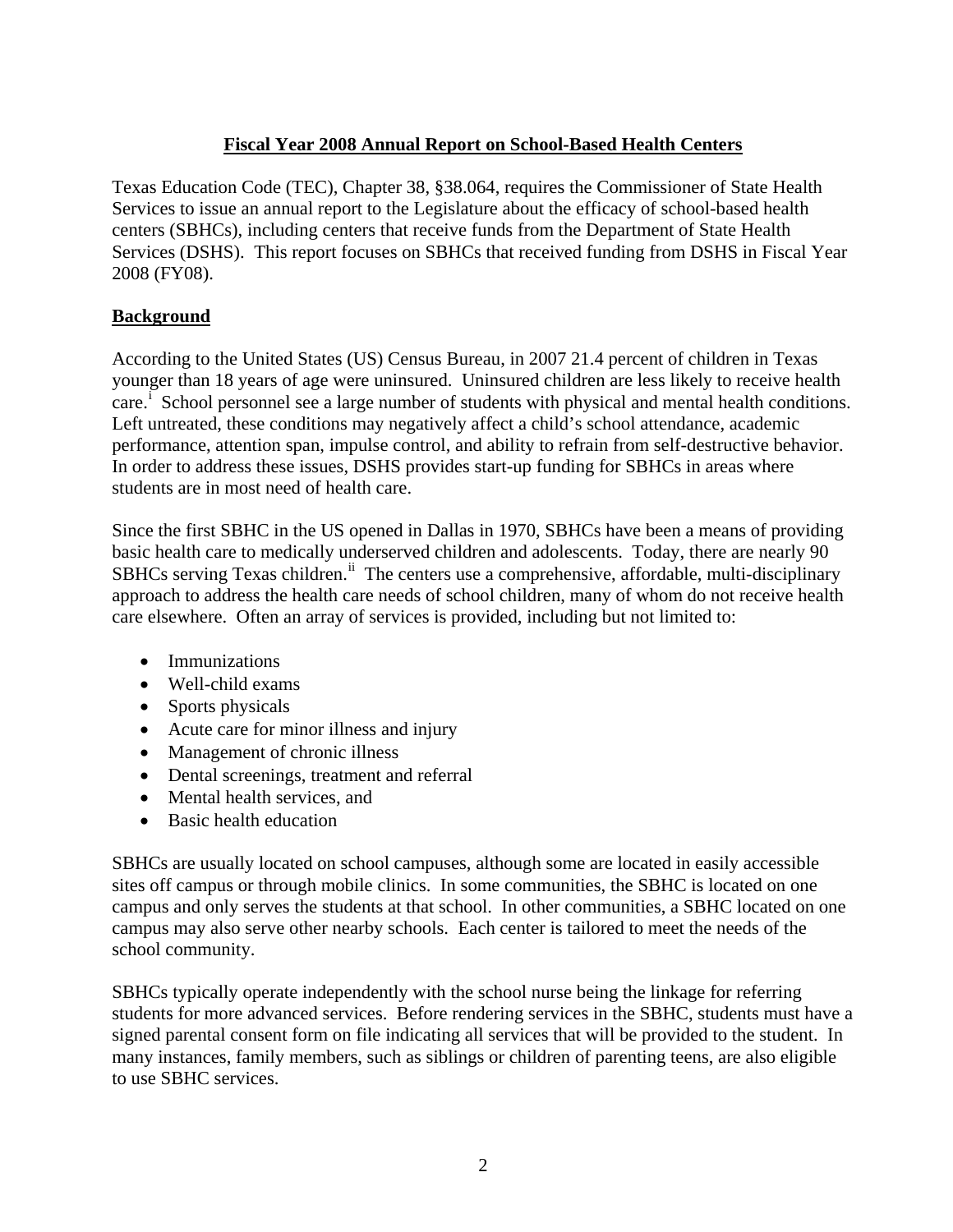# Fiscal Year 2008 Annual Report on School-Based Health Centers

Texas Education Code (TEC), Chapter 38, §38.064, requires the Commissioner of State Health Services to issue an annual report to the Legislature about the efficacy of school-based health centers (SBHCs), including centers that receive funds from the Department of State Health Services (DSHS). This report focuses on SBHCs that received funding from DSHS in Fiscal Year 2008 (FY08).

## Background

According to the United States (US) Census Bureau, in 2007 21.4 percent of children in Texas younger than 18 years of age were uninsured. Uninsured children are less likely to receive health care.[i] School personnel see a large number of students with physical and mental health conditions. Left untreated, these conditions may negatively affect a child's school attendance, academic performance, attention span, impulse control, and ability to refrain from self-destructive behavior. In order to address these issues, DSHS provides start-up funding for SBHCs in areas where students are in most need of health care.

Since the first SBHC in the US opened in Dallas in 1970, SBHCs have been a means of providing basic health care to medically underserved children and adolescents. Today, there are nearly 90 SBHCs serving Texas children.[ii] The centers use a comprehensive, affordable, multi-disciplinary approach to address the health care needs of school children, many of whom do not receive health care elsewhere. Often an array of services is provided, including but not limited to:

- Immunizations
- Well-child exams
- Sports physicals
- Acute care for minor illness and injury
- Management of chronic illness
- Dental screenings, treatment and referral
- Mental health services, and
- Basic health education

SBHCs are usually located on school campuses, although some are located in easily accessible sites off campus or through mobile clinics. In some communities, the SBHC is located on one campus and only serves the students at that school. In other communities, a SBHC located on one campus may also serve other nearby schools. Each center is tailored to meet the needs of the school community.

SBHCs typically operate independently with the school nurse being the linkage for referring students for more advanced services. Before rendering services in the SBHC, students must have a signed parental consent form on file indicating all services that will be provided to the student. In many instances, family members, such as siblings or children of parenting teens, are also eligible to use SBHC services.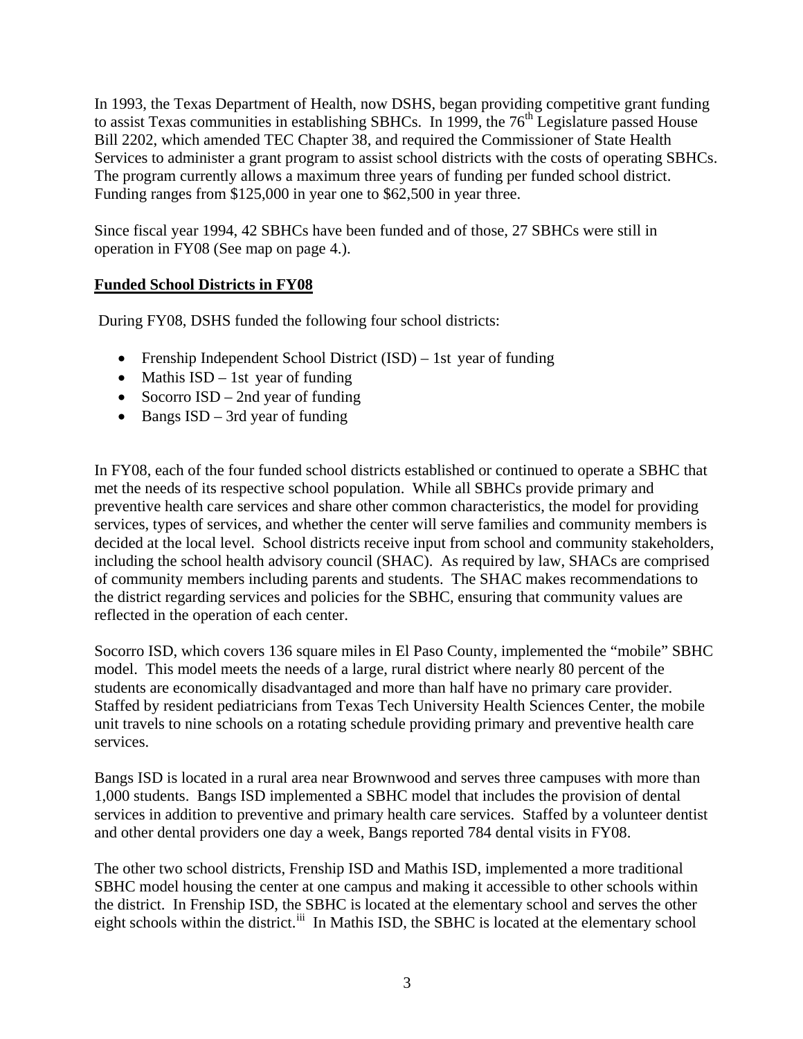In 1993, the Texas Department of Health, now DSHS, began providing competitive grant funding to assist Texas communities in establishing SBHCs. In 1999, the 76th Legislature passed House Bill 2202, which amended TEC Chapter 38, and required the Commissioner of State Health Services to administer a grant program to assist school districts with the costs of operating SBHCs. The program currently allows a maximum three years of funding per funded school district. Funding ranges from $125,000 in year one to $62,500 in year three.

Since fiscal year 1994, 42 SBHCs have been funded and of those, 27 SBHCs were still in operation in FY08 (See map on page 4.).

**Funded School Districts in FY08**

During FY08, DSHS funded the following four school districts:

- Frenship Independent School District (ISD) – 1st year of funding
- Mathis ISD – 1st year of funding
- Socorro ISD – 2nd year of funding
- Bangs ISD – 3rd year of funding

In FY08, each of the four funded school districts established or continued to operate a SBHC that met the needs of its respective school population. While all SBHCs provide primary and preventive health care services and share other common characteristics, the model for providing services, types of services, and whether the center will serve families and community members is decided at the local level. School districts receive input from school and community stakeholders, including the school health advisory council (SHAC). As required by law, SHACs are comprised of community members including parents and students. The SHAC makes recommendations to the district regarding services and policies for the SBHC, ensuring that community values are reflected in the operation of each center.

Socorro ISD, which covers 136 square miles in El Paso County, implemented the "mobile" SBHC model. This model meets the needs of a large, rural district where nearly 80 percent of the students are economically disadvantaged and more than half have no primary care provider. Staffed by resident pediatricians from Texas Tech University Health Sciences Center, the mobile unit travels to nine schools on a rotating schedule providing primary and preventive health care services.

Bangs ISD is located in a rural area near Brownwood and serves three campuses with more than 1,000 students. Bangs ISD implemented a SBHC model that includes the provision of dental services in addition to preventive and primary health care services. Staffed by a volunteer dentist and other dental providers one day a week, Bangs reported 784 dental visits in FY08.

The other two school districts, Frenship ISD and Mathis ISD, implemented a more traditional SBHC model housing the center at one campus and making it accessible to other schools within the district. In Frenship ISD, the SBHC is located at the elementary school and serves the other eight schools within the district.[iii] In Mathis ISD, the SBHC is located at the elementary school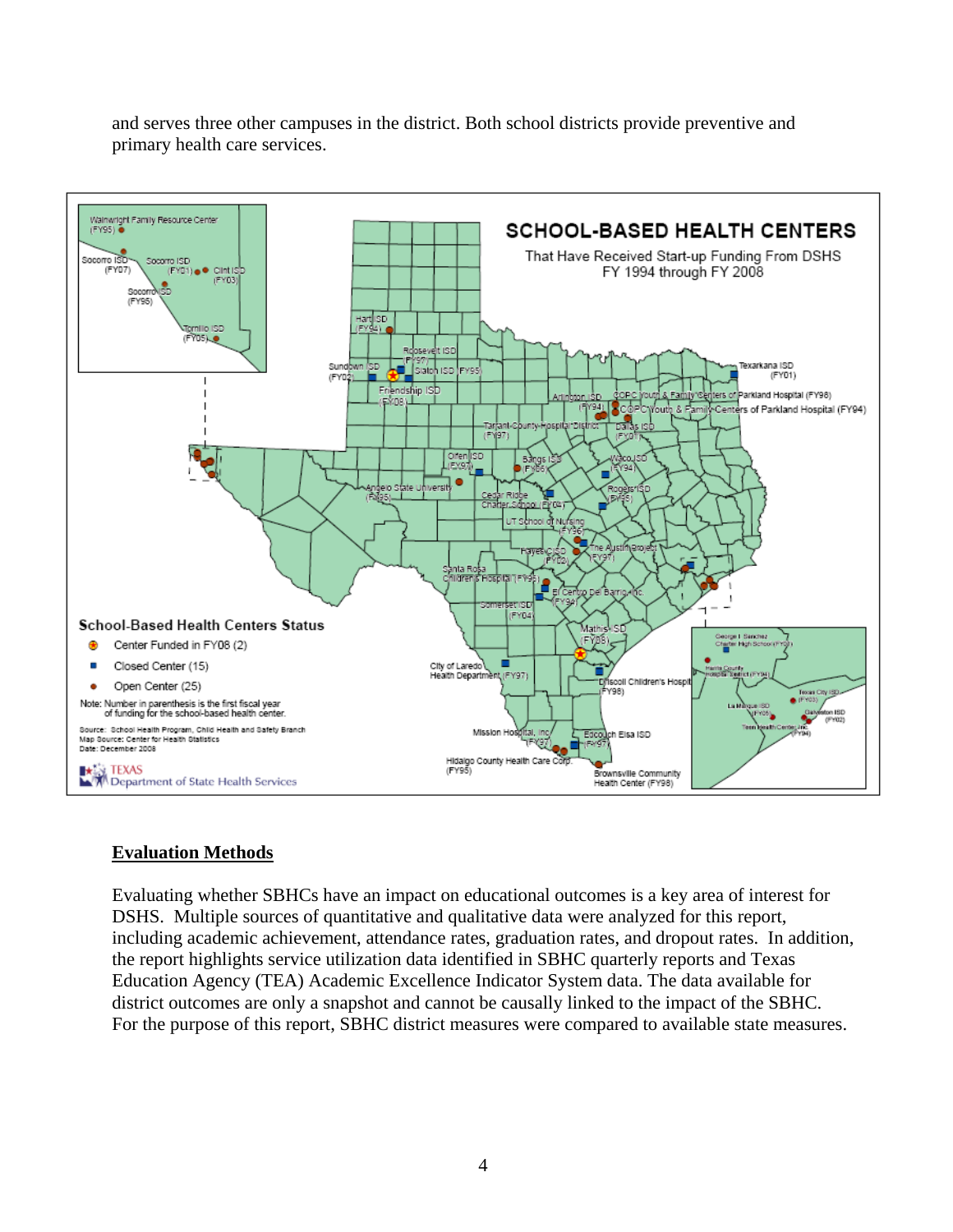and serves three other campuses in the district. Both school districts provide preventive and primary health care services.

## Evaluation Methods

Evaluating whether SBHCs have an impact on educational outcomes is a key area of interest for DSHS. Multiple sources of quantitative and qualitative data were analyzed for this report, including academic achievement, attendance rates, graduation rates, and dropout rates. In addition, the report highlights service utilization data identified in SBHC quarterly reports and Texas Education Agency (TEA) Academic Excellence Indicator System data. The data available for district outcomes are only a snapshot and cannot be causally linked to the impact of the SBHC. For the purpose of this report, SBHC district measures were compared to available state measures.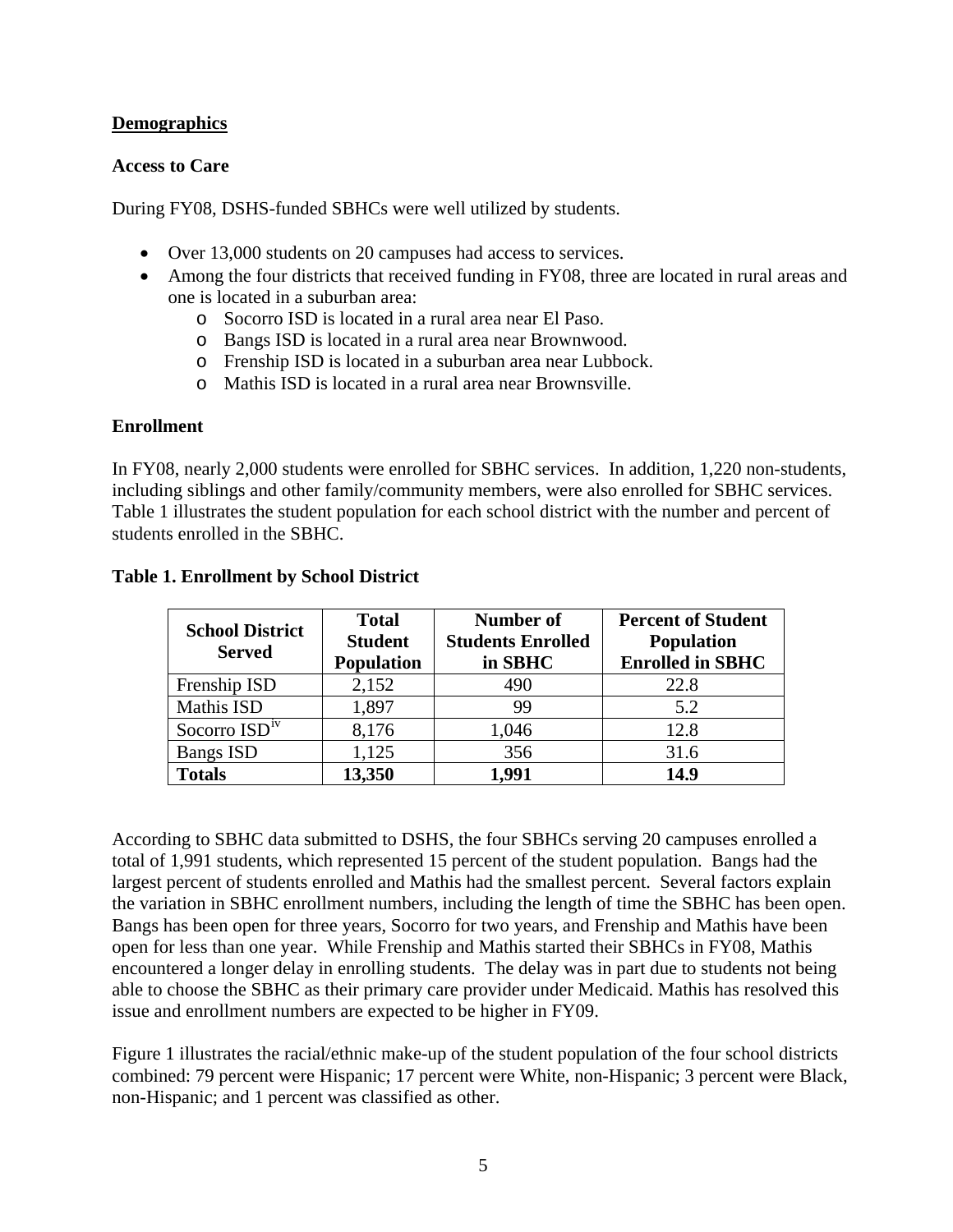## Demographics

### Access to Care

During FY08, DSHS-funded SBHCs were well utilized by students.

- Over 13,000 students on 20 campuses had access to services.
- Among the four districts that received funding in FY08, three are located in rural areas and one is located in a suburban area:
  - Socorro ISD is located in a rural area near El Paso.
  - Bangs ISD is located in a rural area near Brownwood.
  - Frenship ISD is located in a suburban area near Lubbock.
  - Mathis ISD is located in a rural area near Brownsville.

### Enrollment

In FY08, nearly 2,000 students were enrolled for SBHC services. In addition, 1,220 non-students, including siblings and other family/community members, were also enrolled for SBHC services. Table 1 illustrates the student population for each school district with the number and percent of students enrolled in the SBHC.

**Table 1. Enrollment by School District**

| School District Served | Total Student Population | Number of Students Enrolled in SBHC | Percent of Student Population Enrolled in SBHC |
|---|---|---|---|
| Frenship ISD | 2,152 | 490 | 22.8 |
| Mathis ISD | 1,897 | 99 | 5.2 |
| Socorro ISD[iv] | 8,176 | 1,046 | 12.8 |
| Bangs ISD | 1,125 | 356 | 31.6 |
| **Totals** | **13,350** | **1,991** | **14.9** |

According to SBHC data submitted to DSHS, the four SBHCs serving 20 campuses enrolled a total of 1,991 students, which represented 15 percent of the student population. Bangs had the largest percent of students enrolled and Mathis had the smallest percent. Several factors explain the variation in SBHC enrollment numbers, including the length of time the SBHC has been open. Bangs has been open for three years, Socorro for two years, and Frenship and Mathis have been open for less than one year. While Frenship and Mathis started their SBHCs in FY08, Mathis encountered a longer delay in enrolling students. The delay was in part due to students not being able to choose the SBHC as their primary care provider under Medicaid. Mathis has resolved this issue and enrollment numbers are expected to be higher in FY09.

Figure 1 illustrates the racial/ethnic make-up of the student population of the four school districts combined: 79 percent were Hispanic; 17 percent were White, non-Hispanic; 3 percent were Black, non-Hispanic; and 1 percent was classified as other.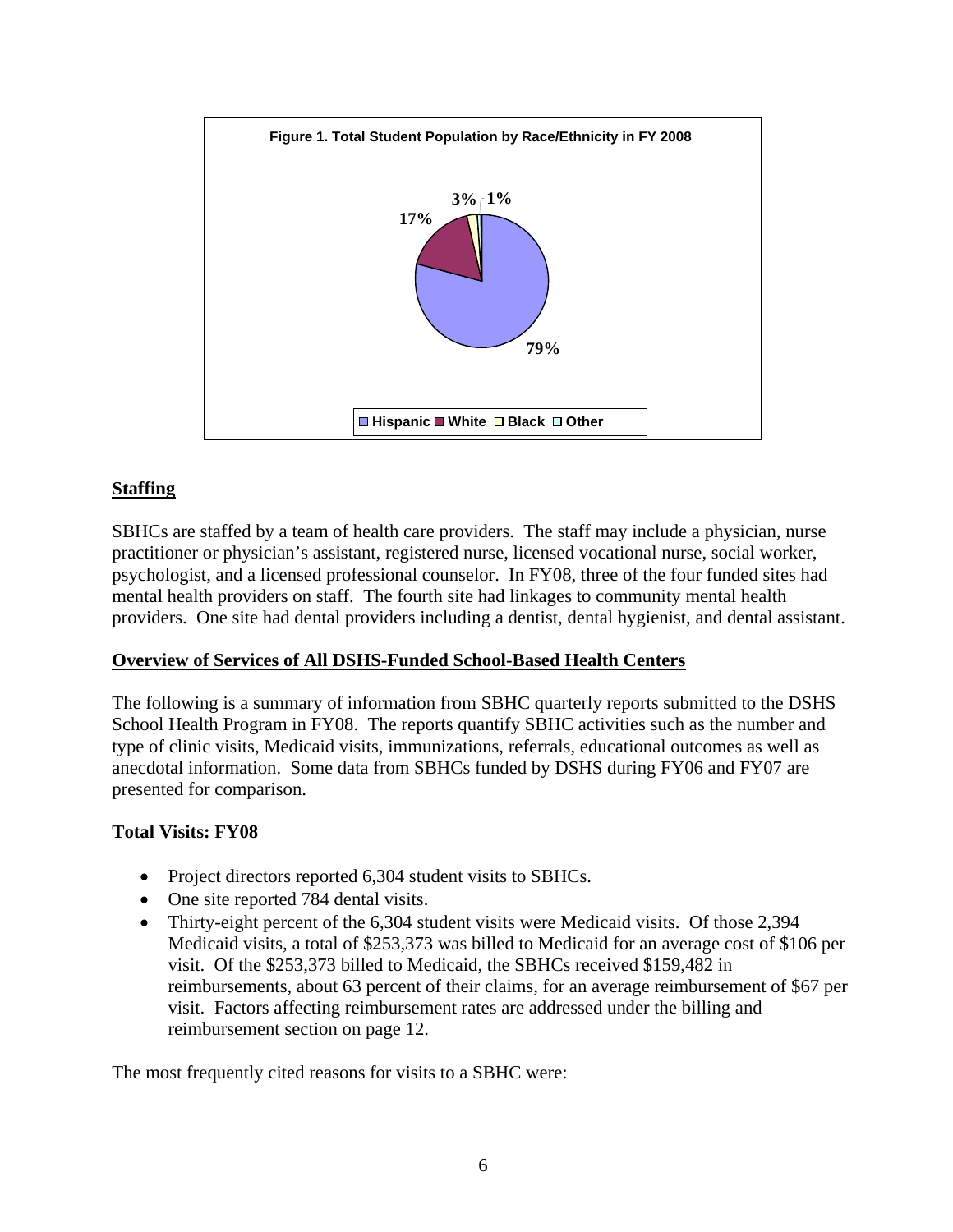**Figure 1. Total Student Population by Race/Ethnicity in FY 2008**

| Race/Ethnicity | Percent |
| --- | --- |
| Hispanic | 79% |
| White | 17% |
| Black | 3% |
| Other | 1% |

## Staffing

SBHCs are staffed by a team of health care providers. The staff may include a physician, nurse practitioner or physician's assistant, registered nurse, licensed vocational nurse, social worker, psychologist, and a licensed professional counselor. In FY08, three of the four funded sites had mental health providers on staff. The fourth site had linkages to community mental health providers. One site had dental providers including a dentist, dental hygienist, and dental assistant.

## Overview of Services of All DSHS-Funded School-Based Health Centers

The following is a summary of information from SBHC quarterly reports submitted to the DSHS School Health Program in FY08. The reports quantify SBHC activities such as the number and type of clinic visits, Medicaid visits, immunizations, referrals, educational outcomes as well as anecdotal information. Some data from SBHCs funded by DSHS during FY06 and FY07 are presented for comparison.

### Total Visits: FY08

- Project directors reported 6,304 student visits to SBHCs.
- One site reported 784 dental visits.
- Thirty-eight percent of the 6,304 student visits were Medicaid visits. Of those 2,394 Medicaid visits, a total of $253,373 was billed to Medicaid for an average cost of $106 per visit. Of the $253,373 billed to Medicaid, the SBHCs received $159,482 in reimbursements, about 63 percent of their claims, for an average reimbursement of $67 per visit. Factors affecting reimbursement rates are addressed under the billing and reimbursement section on page 12.

The most frequently cited reasons for visits to a SBHC were: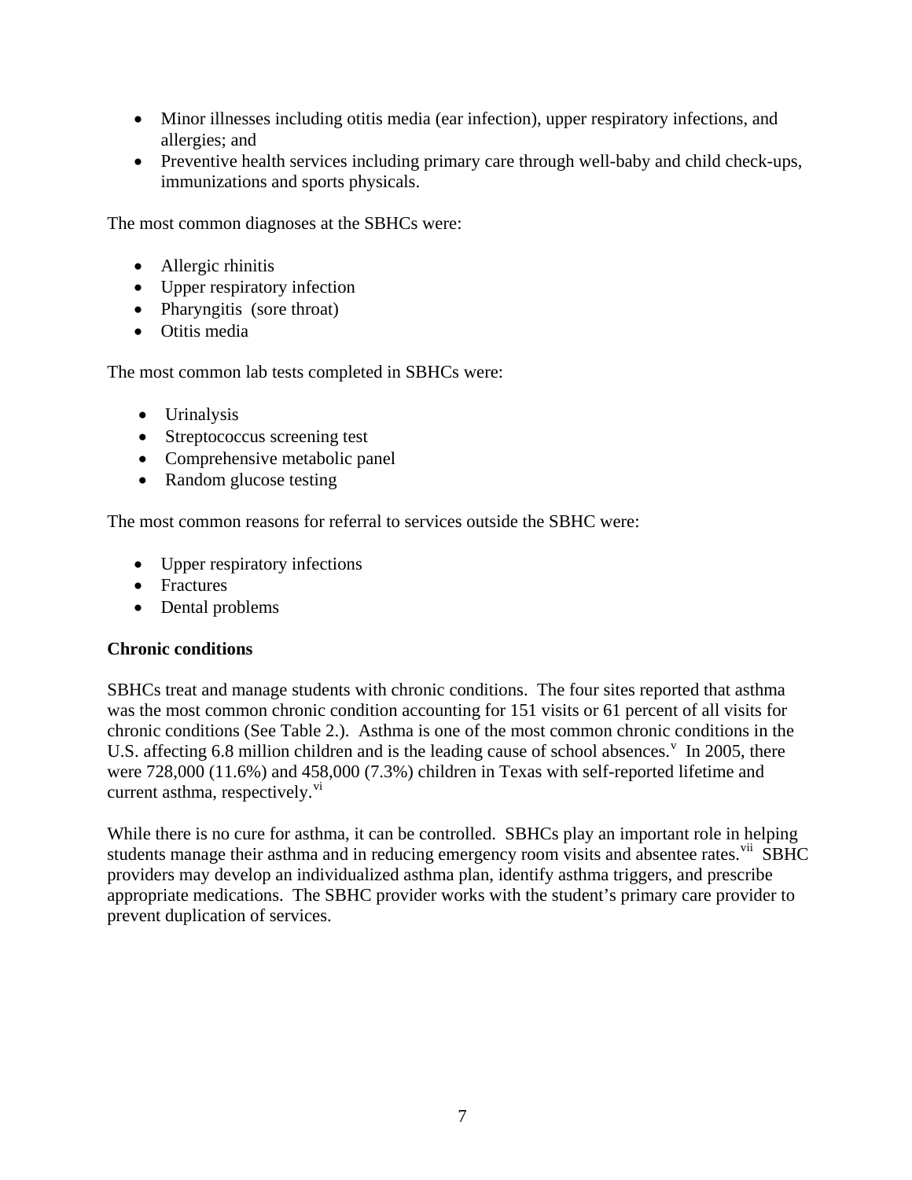- Minor illnesses including otitis media (ear infection), upper respiratory infections, and allergies; and
- Preventive health services including primary care through well-baby and child check-ups, immunizations and sports physicals.

The most common diagnoses at the SBHCs were:

- Allergic rhinitis
- Upper respiratory infection
- Pharyngitis (sore throat)
- Otitis media

The most common lab tests completed in SBHCs were:

- Urinalysis
- Streptococcus screening test
- Comprehensive metabolic panel
- Random glucose testing

The most common reasons for referral to services outside the SBHC were:

- Upper respiratory infections
- Fractures
- Dental problems

**Chronic conditions**

SBHCs treat and manage students with chronic conditions. The four sites reported that asthma was the most common chronic condition accounting for 151 visits or 61 percent of all visits for chronic conditions (See Table 2.). Asthma is one of the most common chronic conditions in the U.S. affecting 6.8 million children and is the leading cause of school absences.[v] In 2005, there were 728,000 (11.6%) and 458,000 (7.3%) children in Texas with self-reported lifetime and current asthma, respectively.[vi]

While there is no cure for asthma, it can be controlled. SBHCs play an important role in helping students manage their asthma and in reducing emergency room visits and absentee rates.[vii] SBHC providers may develop an individualized asthma plan, identify asthma triggers, and prescribe appropriate medications. The SBHC provider works with the student's primary care provider to prevent duplication of services.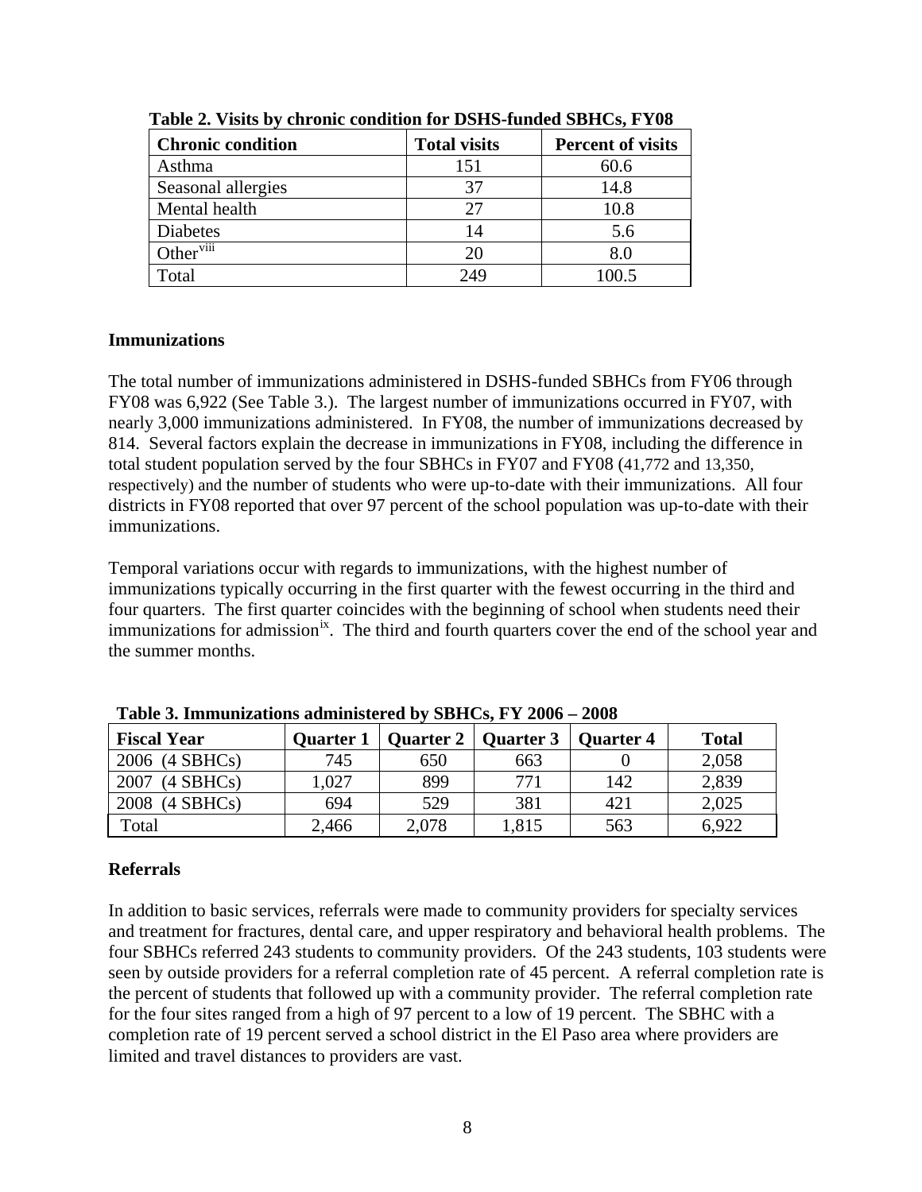**Table 2. Visits by chronic condition for DSHS-funded SBHCs, FY08**

| Chronic condition | Total visits | Percent of visits |
|---|---|---|
| Asthma | 151 | 60.6 |
| Seasonal allergies | 37 | 14.8 |
| Mental health | 27 | 10.8 |
| Diabetes | 14 | 5.6 |
| Other[viii] | 20 | 8.0 |
| Total | 249 | 100.5 |

**Immunizations**

The total number of immunizations administered in DSHS-funded SBHCs from FY06 through FY08 was 6,922 (See Table 3.). The largest number of immunizations occurred in FY07, with nearly 3,000 immunizations administered. In FY08, the number of immunizations decreased by 814. Several factors explain the decrease in immunizations in FY08, including the difference in total student population served by the four SBHCs in FY07 and FY08 (41,772 and 13,350, respectively) and the number of students who were up-to-date with their immunizations. All four districts in FY08 reported that over 97 percent of the school population was up-to-date with their immunizations.

Temporal variations occur with regards to immunizations, with the highest number of immunizations typically occurring in the first quarter with the fewest occurring in the third and four quarters. The first quarter coincides with the beginning of school when students need their immunizations for admission[ix]. The third and fourth quarters cover the end of the school year and the summer months.

**Table 3. Immunizations administered by SBHCs, FY 2006 – 2008**

| Fiscal Year | Quarter 1 | Quarter 2 | Quarter 3 | Quarter 4 | Total |
|---|---|---|---|---|---|
| 2006 (4 SBHCs) | 745 | 650 | 663 | 0 | 2,058 |
| 2007 (4 SBHCs) | 1,027 | 899 | 771 | 142 | 2,839 |
| 2008 (4 SBHCs) | 694 | 529 | 381 | 421 | 2,025 |
| Total | 2,466 | 2,078 | 1,815 | 563 | 6,922 |

**Referrals**

In addition to basic services, referrals were made to community providers for specialty services and treatment for fractures, dental care, and upper respiratory and behavioral health problems. The four SBHCs referred 243 students to community providers. Of the 243 students, 103 students were seen by outside providers for a referral completion rate of 45 percent. A referral completion rate is the percent of students that followed up with a community provider. The referral completion rate for the four sites ranged from a high of 97 percent to a low of 19 percent. The SBHC with a completion rate of 19 percent served a school district in the El Paso area where providers are limited and travel distances to providers are vast.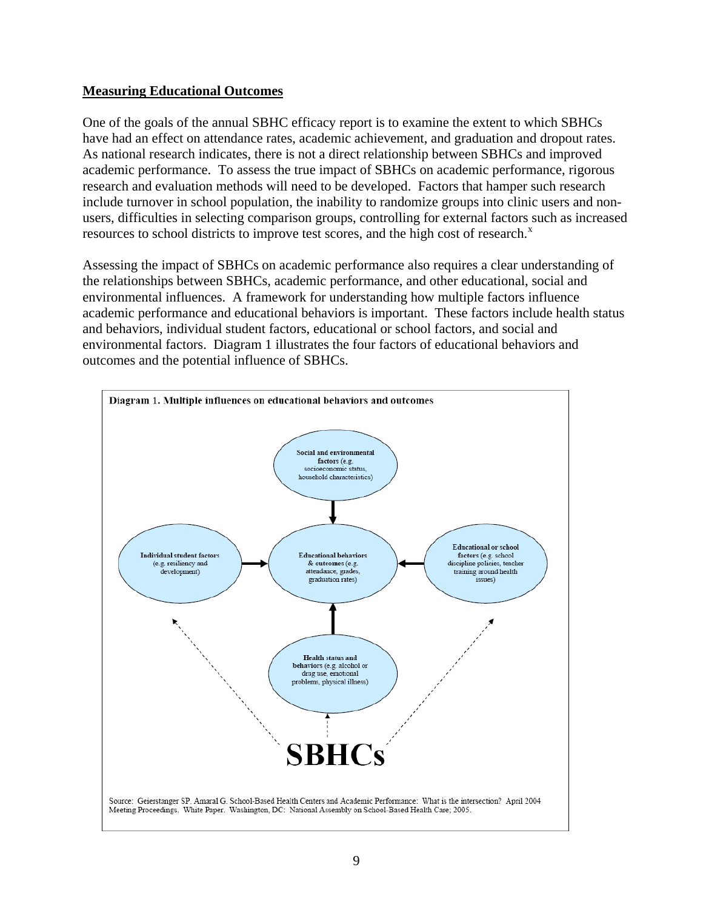## Measuring Educational Outcomes

One of the goals of the annual SBHC efficacy report is to examine the extent to which SBHCs have had an effect on attendance rates, academic achievement, and graduation and dropout rates. As national research indicates, there is not a direct relationship between SBHCs and improved academic performance. To assess the true impact of SBHCs on academic performance, rigorous research and evaluation methods will need to be developed. Factors that hamper such research include turnover in school population, the inability to randomize groups into clinic users and non-users, difficulties in selecting comparison groups, controlling for external factors such as increased resources to school districts to improve test scores, and the high cost of research.[x]

Assessing the impact of SBHCs on academic performance also requires a clear understanding of the relationships between SBHCs, academic performance, and other educational, social and environmental influences. A framework for understanding how multiple factors influence academic performance and educational behaviors is important. These factors include health status and behaviors, individual student factors, educational or school factors, and social and environmental factors. Diagram 1 illustrates the four factors of educational behaviors and outcomes and the potential influence of SBHCs.

**Diagram 1. Multiple influences on educational behaviors and outcomes**

- **Social and environmental factors** (e.g. socioeconomic status, household characteristics)
- **Individual student factors** (e.g. resiliency and development)
- **Educational behaviors & outcomes** (e.g. attendance, grades, graduation rates)
- **Educational or school factors** (e.g. school discipline policies, teacher training around health issues)
- **Health status and behaviors** (e.g. alcohol or drug use, emotional problems, physical illness)
- **SBHCs**

Source: Geierstanger SP. Amaral G. School-Based Health Centers and Academic Performance: What is the intersection? April 2004 Meeting Proceedings. White Paper. Washington, DC: National Assembly on School-Based Health Care; 2005.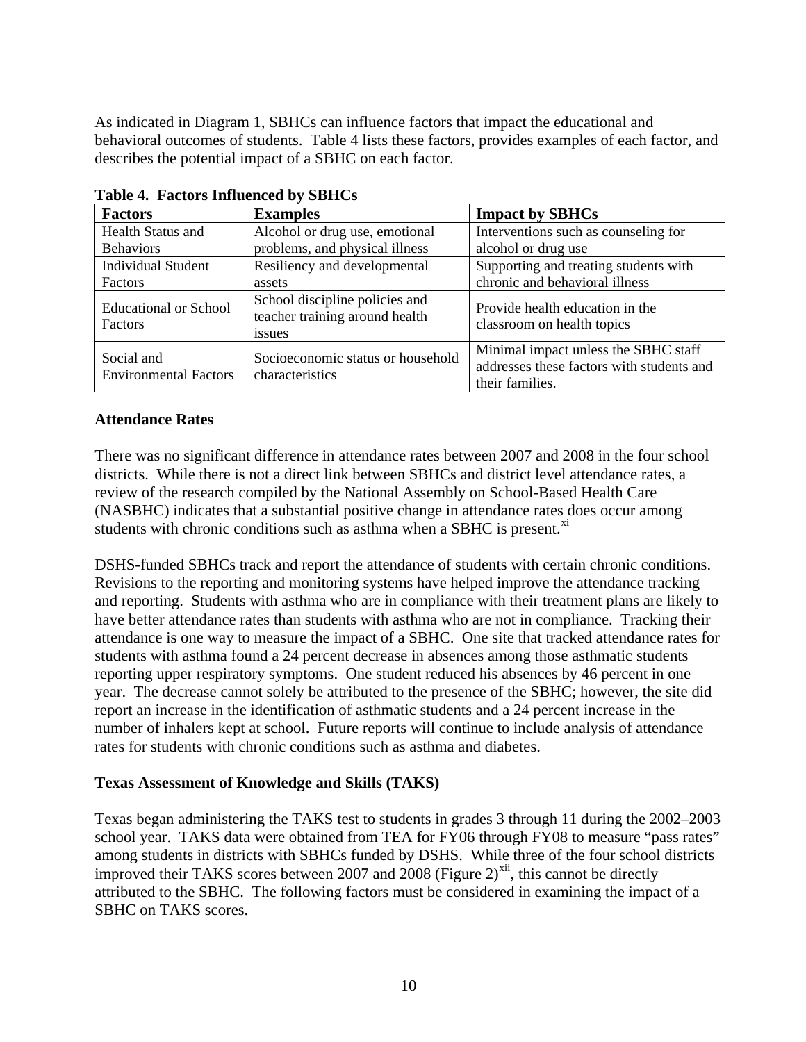As indicated in Diagram 1, SBHCs can influence factors that impact the educational and behavioral outcomes of students. Table 4 lists these factors, provides examples of each factor, and describes the potential impact of a SBHC on each factor.

**Table 4. Factors Influenced by SBHCs**

| Factors | Examples | Impact by SBHCs |
|---|---|---|
| Health Status and Behaviors | Alcohol or drug use, emotional problems, and physical illness | Interventions such as counseling for alcohol or drug use |
| Individual Student Factors | Resiliency and developmental assets | Supporting and treating students with chronic and behavioral illness |
| Educational or School Factors | School discipline policies and teacher training around health issues | Provide health education in the classroom on health topics |
| Social and Environmental Factors | Socioeconomic status or household characteristics | Minimal impact unless the SBHC staff addresses these factors with students and their families. |

**Attendance Rates**

There was no significant difference in attendance rates between 2007 and 2008 in the four school districts. While there is not a direct link between SBHCs and district level attendance rates, a review of the research compiled by the National Assembly on School-Based Health Care (NASBHC) indicates that a substantial positive change in attendance rates does occur among students with chronic conditions such as asthma when a SBHC is present.[xi]

DSHS-funded SBHCs track and report the attendance of students with certain chronic conditions. Revisions to the reporting and monitoring systems have helped improve the attendance tracking and reporting. Students with asthma who are in compliance with their treatment plans are likely to have better attendance rates than students with asthma who are not in compliance. Tracking their attendance is one way to measure the impact of a SBHC. One site that tracked attendance rates for students with asthma found a 24 percent decrease in absences among those asthmatic students reporting upper respiratory symptoms. One student reduced his absences by 46 percent in one year. The decrease cannot solely be attributed to the presence of the SBHC; however, the site did report an increase in the identification of asthmatic students and a 24 percent increase in the number of inhalers kept at school. Future reports will continue to include analysis of attendance rates for students with chronic conditions such as asthma and diabetes.

**Texas Assessment of Knowledge and Skills (TAKS)**

Texas began administering the TAKS test to students in grades 3 through 11 during the 2002–2003 school year. TAKS data were obtained from TEA for FY06 through FY08 to measure "pass rates" among students in districts with SBHCs funded by DSHS. While three of the four school districts improved their TAKS scores between 2007 and 2008 (Figure 2)[xii], this cannot be directly attributed to the SBHC. The following factors must be considered in examining the impact of a SBHC on TAKS scores.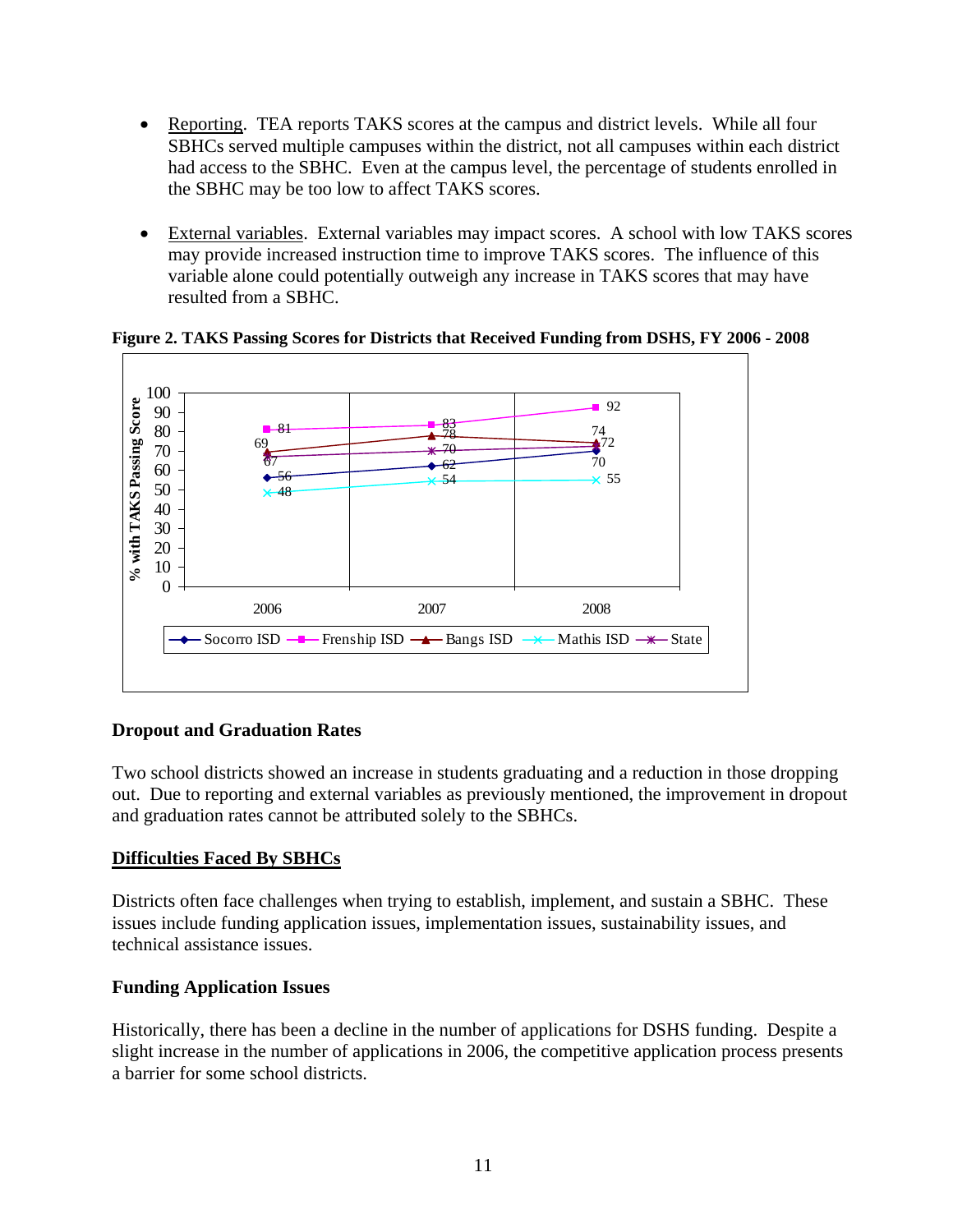- Reporting. TEA reports TAKS scores at the campus and district levels. While all four SBHCs served multiple campuses within the district, not all campuses within each district had access to the SBHC. Even at the campus level, the percentage of students enrolled in the SBHC may be too low to affect TAKS scores.

- External variables. External variables may impact scores. A school with low TAKS scores may provide increased instruction time to improve TAKS scores. The influence of this variable alone could potentially outweigh any increase in TAKS scores that may have resulted from a SBHC.

**Figure 2. TAKS Passing Scores for Districts that Received Funding from DSHS, FY 2006 - 2008**

| | 2006 | 2007 | 2008 |
|---|---|---|---|
| Socorro ISD | 56 | 62 | 70 |
| Frenship ISD | 81 | 83 | 92 |
| Bangs ISD | 69 | 78 | 74 |
| Mathis ISD | 48 | 54 | 55 |
| State | 67 | 70 | 72 |

### Dropout and Graduation Rates

Two school districts showed an increase in students graduating and a reduction in those dropping out. Due to reporting and external variables as previously mentioned, the improvement in dropout and graduation rates cannot be attributed solely to the SBHCs.

## Difficulties Faced By SBHCs

Districts often face challenges when trying to establish, implement, and sustain a SBHC. These issues include funding application issues, implementation issues, sustainability issues, and technical assistance issues.

### Funding Application Issues

Historically, there has been a decline in the number of applications for DSHS funding. Despite a slight increase in the number of applications in 2006, the competitive application process presents a barrier for some school districts.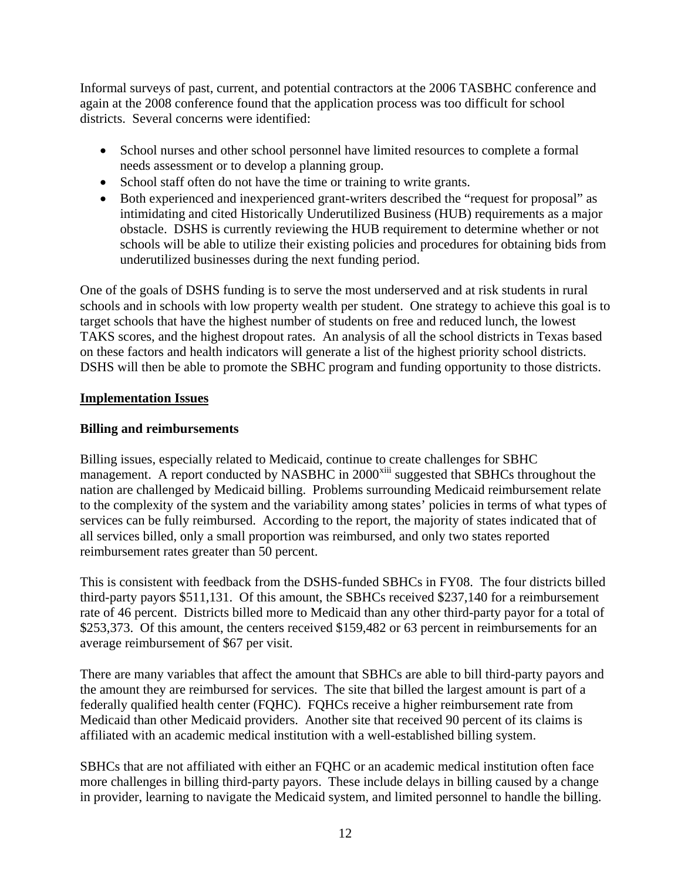Informal surveys of past, current, and potential contractors at the 2006 TASBHC conference and again at the 2008 conference found that the application process was too difficult for school districts. Several concerns were identified:

- School nurses and other school personnel have limited resources to complete a formal needs assessment or to develop a planning group.
- School staff often do not have the time or training to write grants.
- Both experienced and inexperienced grant-writers described the "request for proposal" as intimidating and cited Historically Underutilized Business (HUB) requirements as a major obstacle. DSHS is currently reviewing the HUB requirement to determine whether or not schools will be able to utilize their existing policies and procedures for obtaining bids from underutilized businesses during the next funding period.

One of the goals of DSHS funding is to serve the most underserved and at risk students in rural schools and in schools with low property wealth per student. One strategy to achieve this goal is to target schools that have the highest number of students on free and reduced lunch, the lowest TAKS scores, and the highest dropout rates. An analysis of all the school districts in Texas based on these factors and health indicators will generate a list of the highest priority school districts. DSHS will then be able to promote the SBHC program and funding opportunity to those districts.

## Implementation Issues

### Billing and reimbursements

Billing issues, especially related to Medicaid, continue to create challenges for SBHC management. A report conducted by NASBHC in 2000[xiii] suggested that SBHCs throughout the nation are challenged by Medicaid billing. Problems surrounding Medicaid reimbursement relate to the complexity of the system and the variability among states' policies in terms of what types of services can be fully reimbursed. According to the report, the majority of states indicated that of all services billed, only a small proportion was reimbursed, and only two states reported reimbursement rates greater than 50 percent.

This is consistent with feedback from the DSHS-funded SBHCs in FY08. The four districts billed third-party payors $511,131. Of this amount, the SBHCs received $237,140 for a reimbursement rate of 46 percent. Districts billed more to Medicaid than any other third-party payor for a total of $253,373. Of this amount, the centers received $159,482 or 63 percent in reimbursements for an average reimbursement of $67 per visit.

There are many variables that affect the amount that SBHCs are able to bill third-party payors and the amount they are reimbursed for services. The site that billed the largest amount is part of a federally qualified health center (FQHC). FQHCs receive a higher reimbursement rate from Medicaid than other Medicaid providers. Another site that received 90 percent of its claims is affiliated with an academic medical institution with a well-established billing system.

SBHCs that are not affiliated with either an FQHC or an academic medical institution often face more challenges in billing third-party payors. These include delays in billing caused by a change in provider, learning to navigate the Medicaid system, and limited personnel to handle the billing.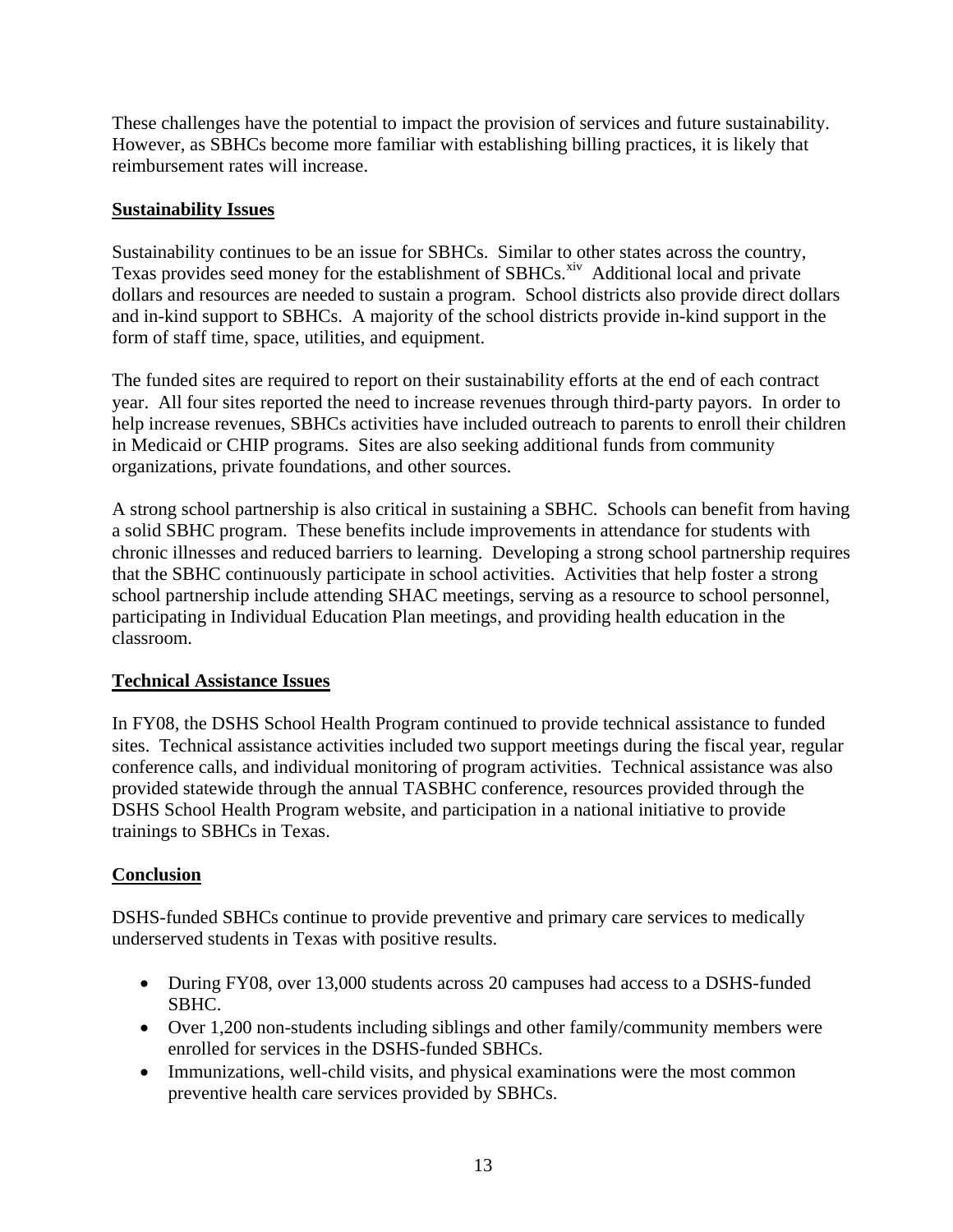These challenges have the potential to impact the provision of services and future sustainability. However, as SBHCs become more familiar with establishing billing practices, it is likely that reimbursement rates will increase.

## Sustainability Issues

Sustainability continues to be an issue for SBHCs. Similar to other states across the country, Texas provides seed money for the establishment of SBHCs.[xiv] Additional local and private dollars and resources are needed to sustain a program. School districts also provide direct dollars and in-kind support to SBHCs. A majority of the school districts provide in-kind support in the form of staff time, space, utilities, and equipment.

The funded sites are required to report on their sustainability efforts at the end of each contract year. All four sites reported the need to increase revenues through third-party payors. In order to help increase revenues, SBHCs activities have included outreach to parents to enroll their children in Medicaid or CHIP programs. Sites are also seeking additional funds from community organizations, private foundations, and other sources.

A strong school partnership is also critical in sustaining a SBHC. Schools can benefit from having a solid SBHC program. These benefits include improvements in attendance for students with chronic illnesses and reduced barriers to learning. Developing a strong school partnership requires that the SBHC continuously participate in school activities. Activities that help foster a strong school partnership include attending SHAC meetings, serving as a resource to school personnel, participating in Individual Education Plan meetings, and providing health education in the classroom.

## Technical Assistance Issues

In FY08, the DSHS School Health Program continued to provide technical assistance to funded sites. Technical assistance activities included two support meetings during the fiscal year, regular conference calls, and individual monitoring of program activities. Technical assistance was also provided statewide through the annual TASBHC conference, resources provided through the DSHS School Health Program website, and participation in a national initiative to provide trainings to SBHCs in Texas.

## Conclusion

DSHS-funded SBHCs continue to provide preventive and primary care services to medically underserved students in Texas with positive results.

- During FY08, over 13,000 students across 20 campuses had access to a DSHS-funded SBHC.
- Over 1,200 non-students including siblings and other family/community members were enrolled for services in the DSHS-funded SBHCs.
- Immunizations, well-child visits, and physical examinations were the most common preventive health care services provided by SBHCs.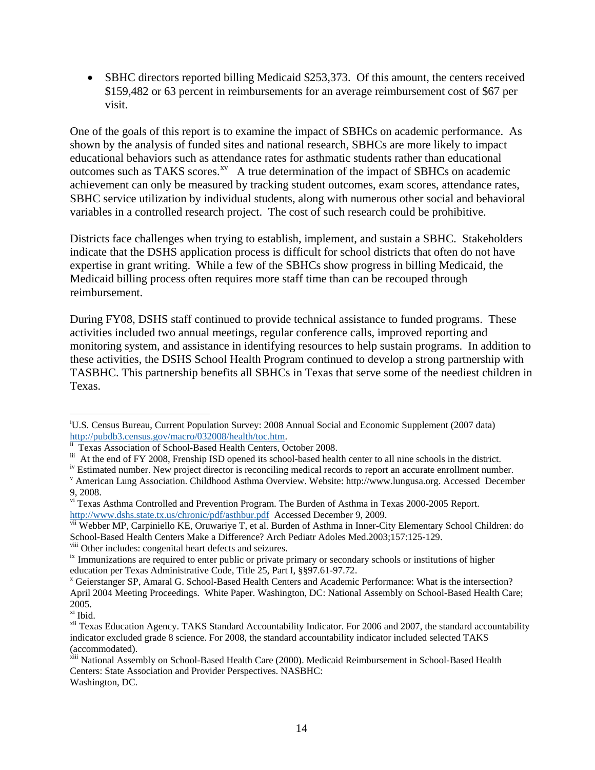- SBHC directors reported billing Medicaid $253,373. Of this amount, the centers received $159,482 or 63 percent in reimbursements for an average reimbursement cost of $67 per visit.

One of the goals of this report is to examine the impact of SBHCs on academic performance. As shown by the analysis of funded sites and national research, SBHCs are more likely to impact educational behaviors such as attendance rates for asthmatic students rather than educational outcomes such as TAKS scores.[xv] A true determination of the impact of SBHCs on academic achievement can only be measured by tracking student outcomes, exam scores, attendance rates, SBHC service utilization by individual students, along with numerous other social and behavioral variables in a controlled research project. The cost of such research could be prohibitive.

Districts face challenges when trying to establish, implement, and sustain a SBHC. Stakeholders indicate that the DSHS application process is difficult for school districts that often do not have expertise in grant writing. While a few of the SBHCs show progress in billing Medicaid, the Medicaid billing process often requires more staff time than can be recouped through reimbursement.

During FY08, DSHS staff continued to provide technical assistance to funded programs. These activities included two annual meetings, regular conference calls, improved reporting and monitoring system, and assistance in identifying resources to help sustain programs. In addition to these activities, the DSHS School Health Program continued to develop a strong partnership with TASBHC. This partnership benefits all SBHCs in Texas that serve some of the neediest children in Texas.

---

[i] U.S. Census Bureau, Current Population Survey: 2008 Annual Social and Economic Supplement (2007 data) http://pubdb3.census.gov/macro/032008/health/toc.htm.

[ii] Texas Association of School-Based Health Centers, October 2008.

[iii] At the end of FY 2008, Frenship ISD opened its school-based health center to all nine schools in the district.

[iv] Estimated number. New project director is reconciling medical records to report an accurate enrollment number.

[v] American Lung Association. Childhood Asthma Overview. Website: http://www.lungusa.org. Accessed December 9, 2008.

[vi] Texas Asthma Controlled and Prevention Program. The Burden of Asthma in Texas 2000-2005 Report. http://www.dshs.state.tx.us/chronic/pdf/asthbur.pdf Accessed December 9, 2009.

[vii] Webber MP, Carpiniello KE, Oruwariye T, et al. Burden of Asthma in Inner-City Elementary School Children: do School-Based Health Centers Make a Difference? Arch Pediatr Adoles Med.2003;157:125-129.

[viii] Other includes: congenital heart defects and seizures.

[ix] Immunizations are required to enter public or private primary or secondary schools or institutions of higher education per Texas Administrative Code, Title 25, Part I, §§97.61-97.72.

[x] Geierstanger SP, Amaral G. School-Based Health Centers and Academic Performance: What is the intersection? April 2004 Meeting Proceedings. White Paper. Washington, DC: National Assembly on School-Based Health Care; 2005.

[xi] Ibid.

[xii] Texas Education Agency. TAKS Standard Accountability Indicator. For 2006 and 2007, the standard accountability indicator excluded grade 8 science. For 2008, the standard accountability indicator included selected TAKS (accommodated).

[xiii] National Assembly on School-Based Health Care (2000). Medicaid Reimbursement in School-Based Health Centers: State Association and Provider Perspectives. NASBHC: Washington, DC.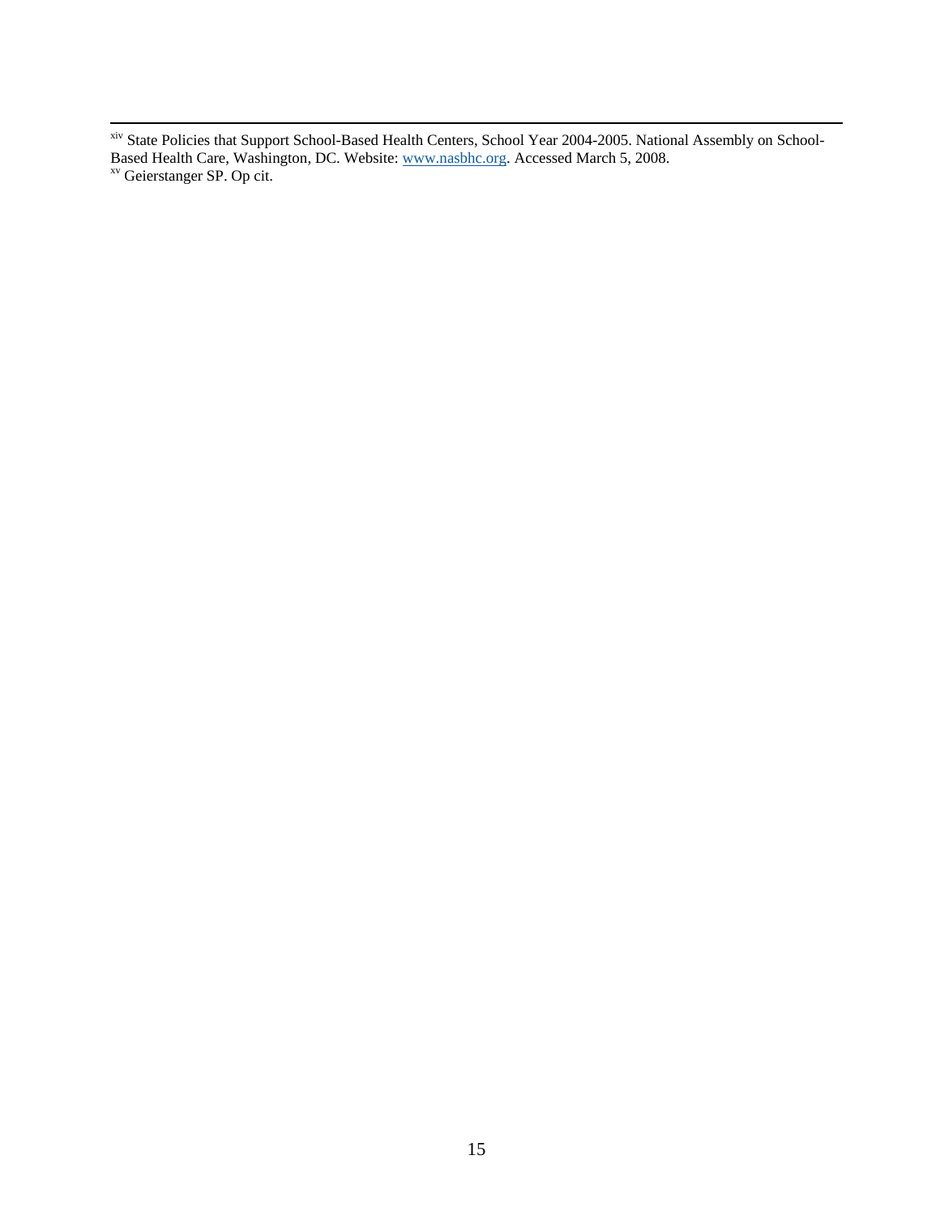---

[xiv] State Policies that Support School-Based Health Centers, School Year 2004-2005. National Assembly on School-Based Health Care, Washington, DC. Website: www.nasbhc.org. Accessed March 5, 2008.

[xv] Geierstanger SP. Op cit.